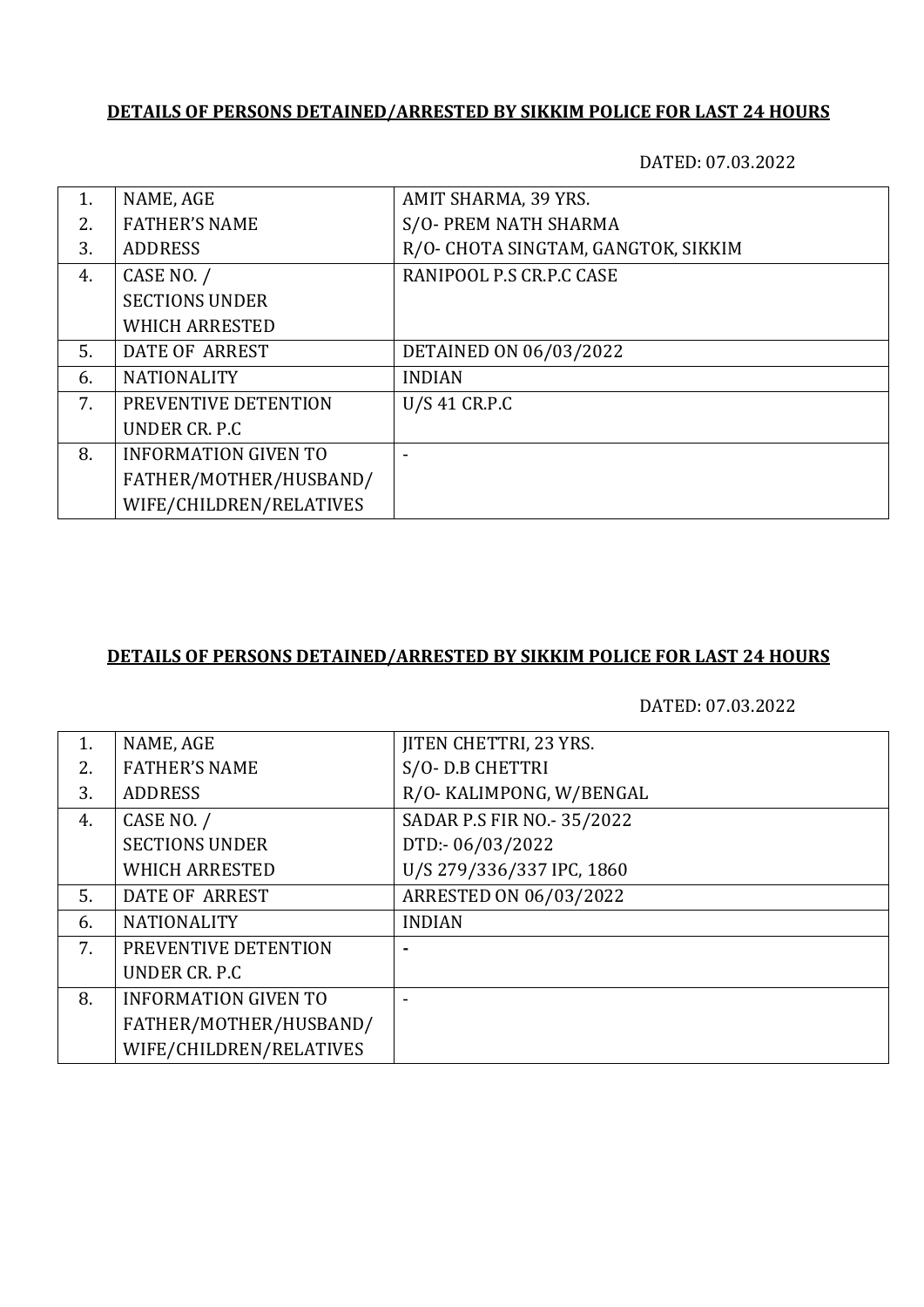**DETAILS OF PERSONS DETAINED/ARRESTED BY SIKKIM POLICE FOR LAST 24 HOURS**

DATED: 07.03.2022

| | | |
|---|---|---|
| 1. | NAME, AGE | AMIT SHARMA, 39 YRS. |
| 2. | FATHER'S NAME | S/O- PREM NATH SHARMA |
| 3. | ADDRESS | R/O- CHOTA SINGTAM, GANGTOK, SIKKIM |
| 4. | CASE NO. / SECTIONS UNDER WHICH ARRESTED | RANIPOOL P.S CR.P.C CASE |
| 5. | DATE OF ARREST | DETAINED ON 06/03/2022 |
| 6. | NATIONALITY | INDIAN |
| 7. | PREVENTIVE DETENTION UNDER CR. P.C | U/S 41 CR.P.C |
| 8. | INFORMATION GIVEN TO FATHER/MOTHER/HUSBAND/ WIFE/CHILDREN/RELATIVES | - |

**DETAILS OF PERSONS DETAINED/ARRESTED BY SIKKIM POLICE FOR LAST 24 HOURS**

DATED: 07.03.2022

| | | |
|---|---|---|
| 1. | NAME, AGE | JITEN CHETTRI, 23 YRS. |
| 2. | FATHER'S NAME | S/O- D.B CHETTRI |
| 3. | ADDRESS | R/O- KALIMPONG, W/BENGAL |
| 4. | CASE NO. / SECTIONS UNDER WHICH ARRESTED | SADAR P.S FIR NO.- 35/2022 DTD:- 06/03/2022 U/S 279/336/337 IPC, 1860 |
| 5. | DATE OF ARREST | ARRESTED ON 06/03/2022 |
| 6. | NATIONALITY | INDIAN |
| 7. | PREVENTIVE DETENTION UNDER CR. P.C | - |
| 8. | INFORMATION GIVEN TO FATHER/MOTHER/HUSBAND/ WIFE/CHILDREN/RELATIVES | - |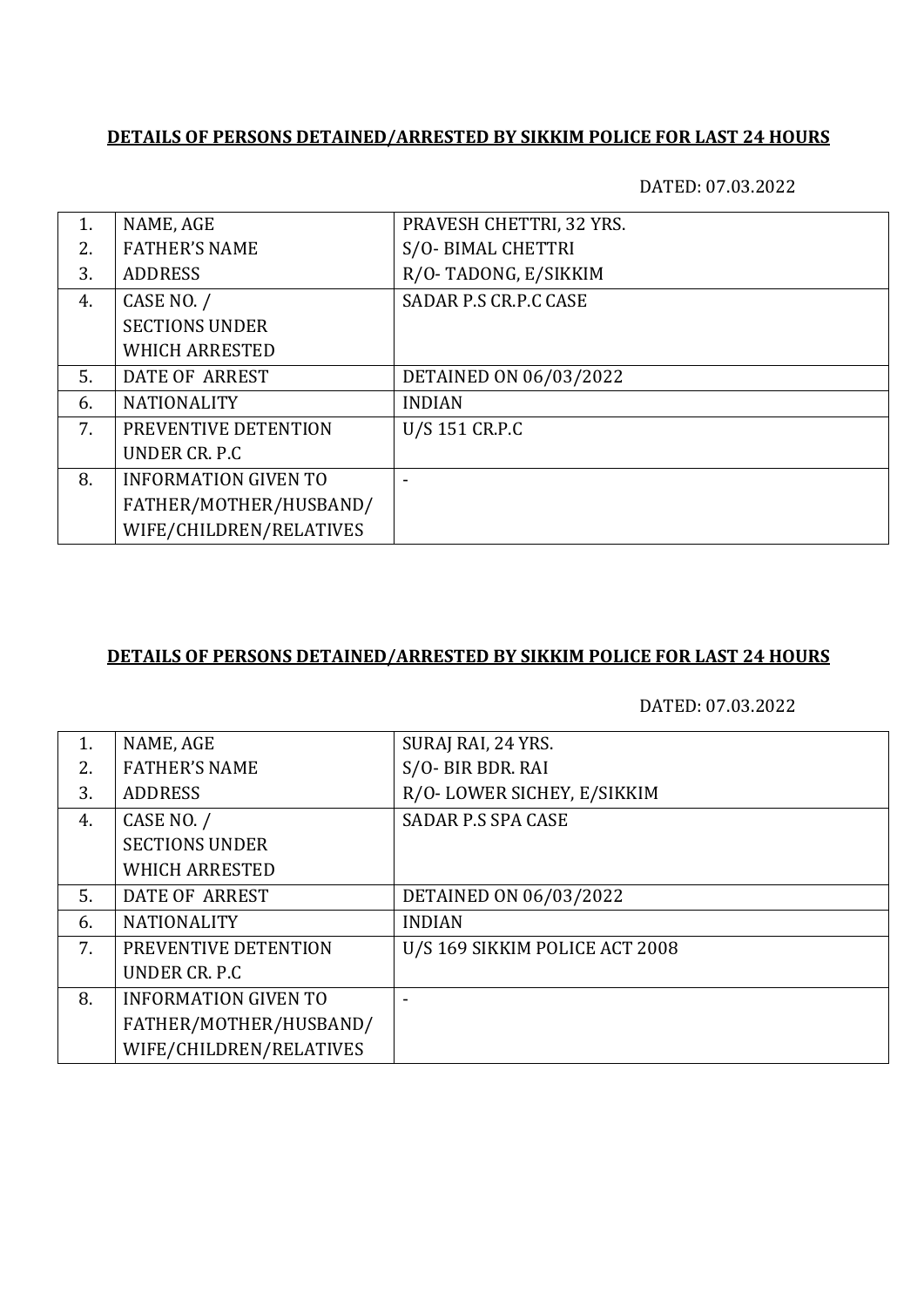**DETAILS OF PERSONS DETAINED/ARRESTED BY SIKKIM POLICE FOR LAST 24 HOURS**

DATED: 07.03.2022

| | | |
|---|---|---|
| 1. | NAME, AGE | PRAVESH CHETTRI, 32 YRS. |
| 2. | FATHER'S NAME | S/O- BIMAL CHETTRI |
| 3. | ADDRESS | R/O- TADONG, E/SIKKIM |
| 4. | CASE NO. / SECTIONS UNDER WHICH ARRESTED | SADAR P.S CR.P.C CASE |
| 5. | DATE OF ARREST | DETAINED ON 06/03/2022 |
| 6. | NATIONALITY | INDIAN |
| 7. | PREVENTIVE DETENTION UNDER CR. P.C | U/S 151 CR.P.C |
| 8. | INFORMATION GIVEN TO FATHER/MOTHER/HUSBAND/ WIFE/CHILDREN/RELATIVES | - |

**DETAILS OF PERSONS DETAINED/ARRESTED BY SIKKIM POLICE FOR LAST 24 HOURS**

DATED: 07.03.2022

| | | |
|---|---|---|
| 1. | NAME, AGE | SURAJ RAI, 24 YRS. |
| 2. | FATHER'S NAME | S/O- BIR BDR. RAI |
| 3. | ADDRESS | R/O- LOWER SICHEY, E/SIKKIM |
| 4. | CASE NO. / SECTIONS UNDER WHICH ARRESTED | SADAR P.S SPA CASE |
| 5. | DATE OF ARREST | DETAINED ON 06/03/2022 |
| 6. | NATIONALITY | INDIAN |
| 7. | PREVENTIVE DETENTION UNDER CR. P.C | U/S 169 SIKKIM POLICE ACT 2008 |
| 8. | INFORMATION GIVEN TO FATHER/MOTHER/HUSBAND/ WIFE/CHILDREN/RELATIVES | - |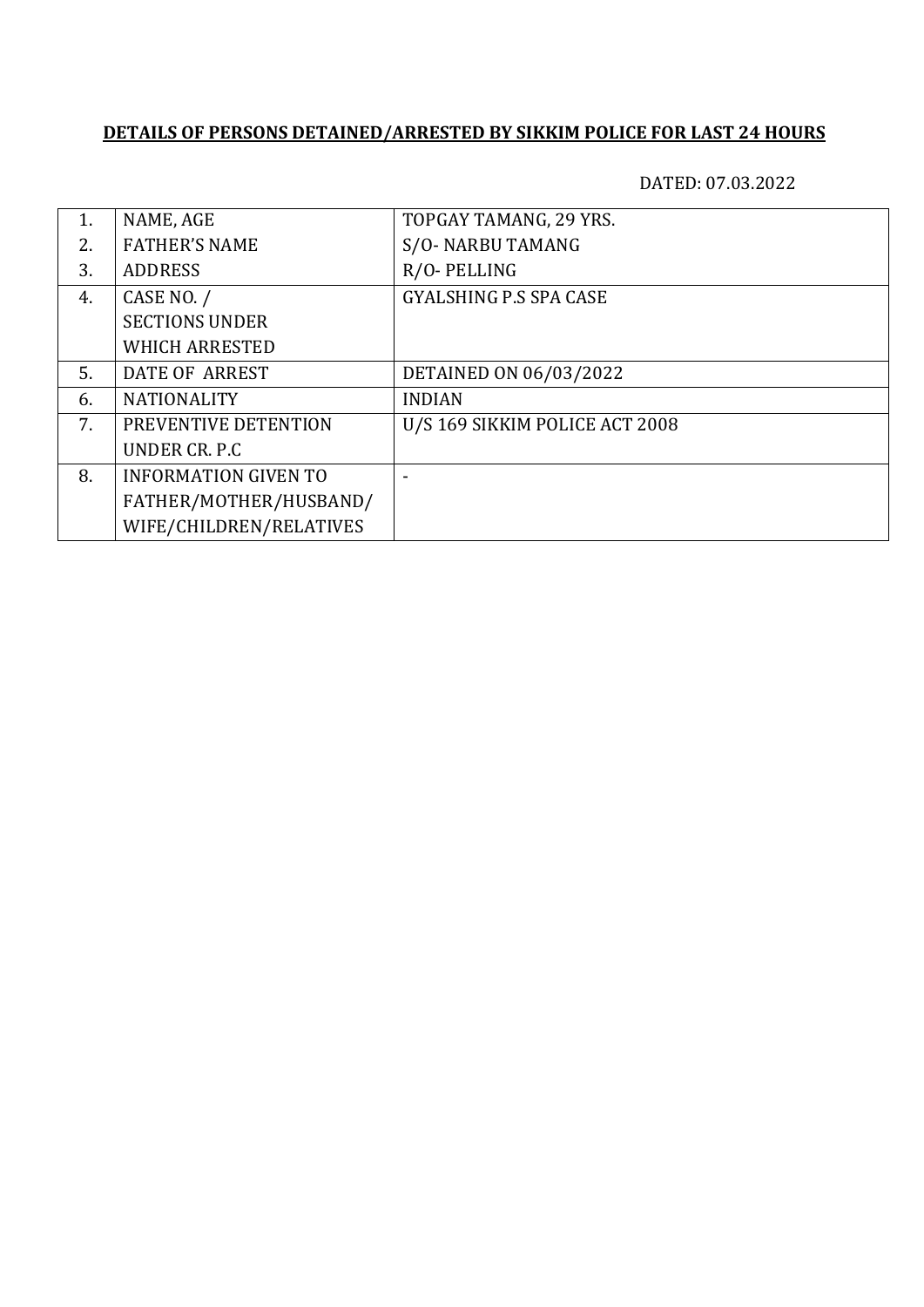**DETAILS OF PERSONS DETAINED/ARRESTED BY SIKKIM POLICE FOR LAST 24 HOURS**

DATED: 07.03.2022

| | | |
|---|---|---|
| 1. | NAME, AGE | TOPGAY TAMANG, 29 YRS. |
| 2. | FATHER'S NAME | S/O- NARBU TAMANG |
| 3. | ADDRESS | R/O- PELLING |
| 4. | CASE NO. / SECTIONS UNDER WHICH ARRESTED | GYALSHING P.S SPA CASE |
| 5. | DATE OF ARREST | DETAINED ON 06/03/2022 |
| 6. | NATIONALITY | INDIAN |
| 7. | PREVENTIVE DETENTION UNDER CR. P.C | U/S 169 SIKKIM POLICE ACT 2008 |
| 8. | INFORMATION GIVEN TO FATHER/MOTHER/HUSBAND/ WIFE/CHILDREN/RELATIVES | - |